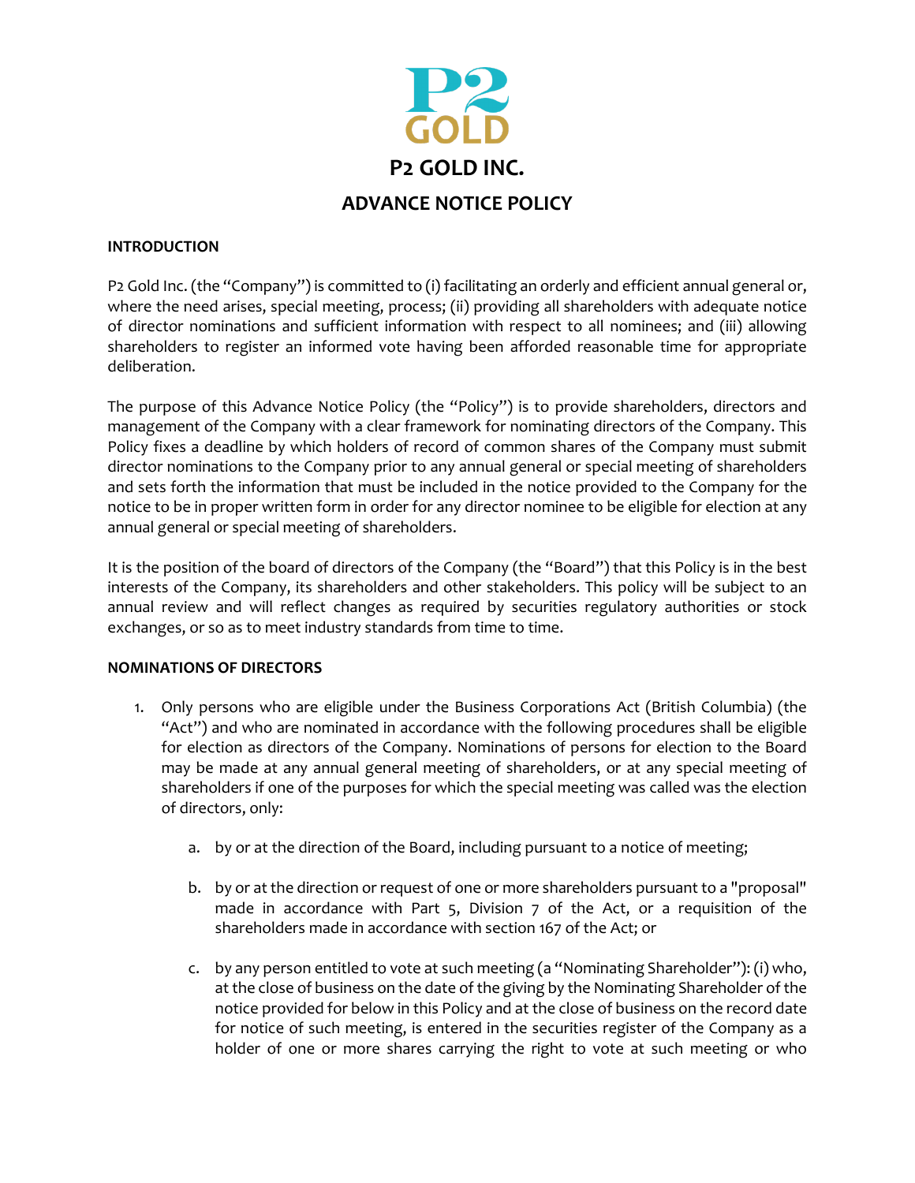# P2 GOLD INC.

## ADVANCE NOTICE POLICY

**INTRODUCTION**

P2 Gold Inc. (the "Company") is committed to (i) facilitating an orderly and efficient annual general or, where the need arises, special meeting, process; (ii) providing all shareholders with adequate notice of director nominations and sufficient information with respect to all nominees; and (iii) allowing shareholders to register an informed vote having been afforded reasonable time for appropriate deliberation.

The purpose of this Advance Notice Policy (the "Policy") is to provide shareholders, directors and management of the Company with a clear framework for nominating directors of the Company. This Policy fixes a deadline by which holders of record of common shares of the Company must submit director nominations to the Company prior to any annual general or special meeting of shareholders and sets forth the information that must be included in the notice provided to the Company for the notice to be in proper written form in order for any director nominee to be eligible for election at any annual general or special meeting of shareholders.

It is the position of the board of directors of the Company (the "Board") that this Policy is in the best interests of the Company, its shareholders and other stakeholders. This policy will be subject to an annual review and will reflect changes as required by securities regulatory authorities or stock exchanges, or so as to meet industry standards from time to time.

**NOMINATIONS OF DIRECTORS**

1. Only persons who are eligible under the Business Corporations Act (British Columbia) (the "Act") and who are nominated in accordance with the following procedures shall be eligible for election as directors of the Company. Nominations of persons for election to the Board may be made at any annual general meeting of shareholders, or at any special meeting of shareholders if one of the purposes for which the special meeting was called was the election of directors, only:

   a. by or at the direction of the Board, including pursuant to a notice of meeting;

   b. by or at the direction or request of one or more shareholders pursuant to a "proposal" made in accordance with Part 5, Division 7 of the Act, or a requisition of the shareholders made in accordance with section 167 of the Act; or

   c. by any person entitled to vote at such meeting (a "Nominating Shareholder"): (i) who, at the close of business on the date of the giving by the Nominating Shareholder of the notice provided for below in this Policy and at the close of business on the record date for notice of such meeting, is entered in the securities register of the Company as a holder of one or more shares carrying the right to vote at such meeting or who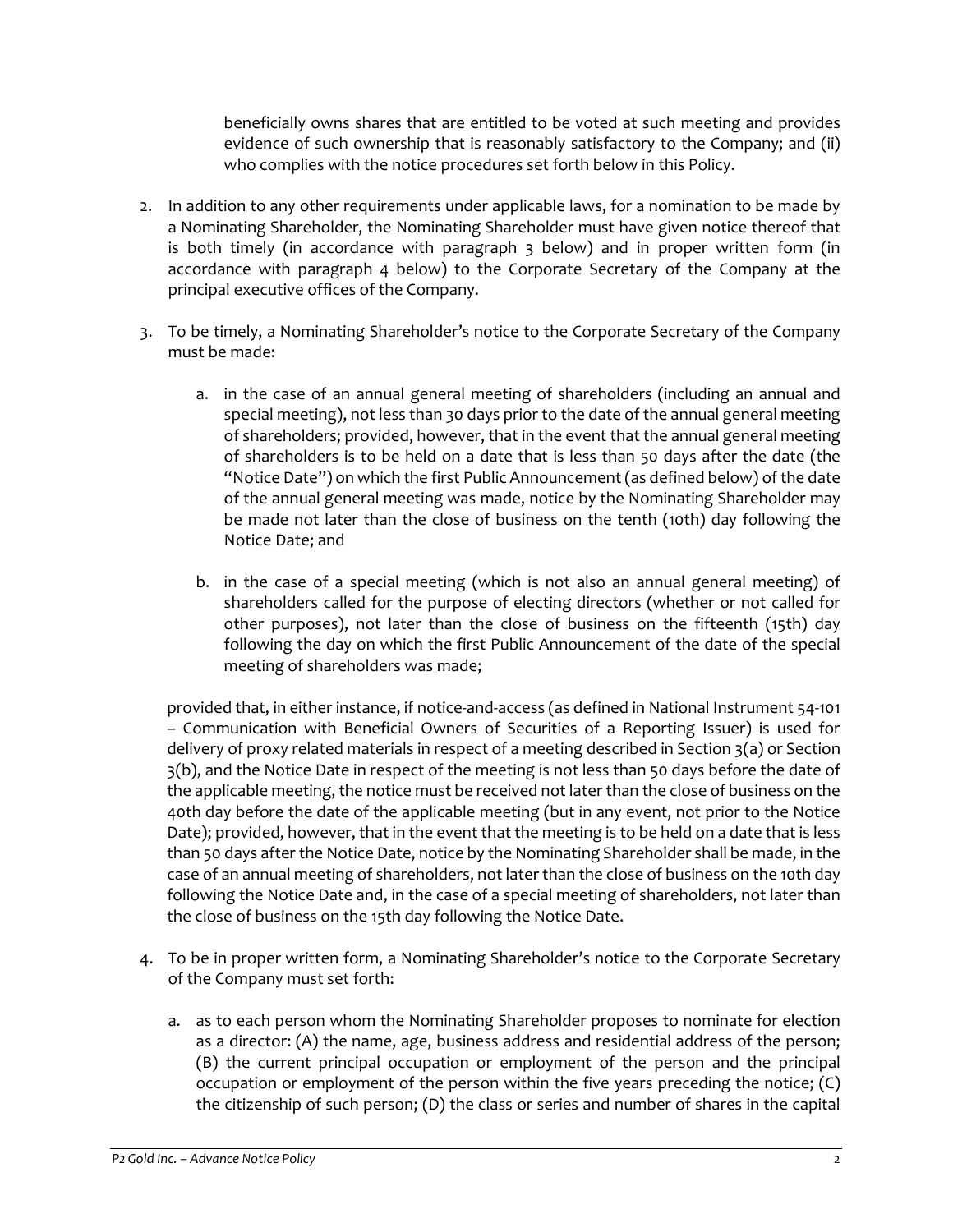beneficially owns shares that are entitled to be voted at such meeting and provides evidence of such ownership that is reasonably satisfactory to the Company; and (ii) who complies with the notice procedures set forth below in this Policy.

2. In addition to any other requirements under applicable laws, for a nomination to be made by a Nominating Shareholder, the Nominating Shareholder must have given notice thereof that is both timely (in accordance with paragraph 3 below) and in proper written form (in accordance with paragraph 4 below) to the Corporate Secretary of the Company at the principal executive offices of the Company.

3. To be timely, a Nominating Shareholder's notice to the Corporate Secretary of the Company must be made:

   a. in the case of an annual general meeting of shareholders (including an annual and special meeting), not less than 30 days prior to the date of the annual general meeting of shareholders; provided, however, that in the event that the annual general meeting of shareholders is to be held on a date that is less than 50 days after the date (the "Notice Date") on which the first Public Announcement (as defined below) of the date of the annual general meeting was made, notice by the Nominating Shareholder may be made not later than the close of business on the tenth (10th) day following the Notice Date; and

   b. in the case of a special meeting (which is not also an annual general meeting) of shareholders called for the purpose of electing directors (whether or not called for other purposes), not later than the close of business on the fifteenth (15th) day following the day on which the first Public Announcement of the date of the special meeting of shareholders was made;

   provided that, in either instance, if notice-and-access (as defined in National Instrument 54-101 – Communication with Beneficial Owners of Securities of a Reporting Issuer) is used for delivery of proxy related materials in respect of a meeting described in Section 3(a) or Section 3(b), and the Notice Date in respect of the meeting is not less than 50 days before the date of the applicable meeting, the notice must be received not later than the close of business on the 40th day before the date of the applicable meeting (but in any event, not prior to the Notice Date); provided, however, that in the event that the meeting is to be held on a date that is less than 50 days after the Notice Date, notice by the Nominating Shareholder shall be made, in the case of an annual meeting of shareholders, not later than the close of business on the 10th day following the Notice Date and, in the case of a special meeting of shareholders, not later than the close of business on the 15th day following the Notice Date.

4. To be in proper written form, a Nominating Shareholder's notice to the Corporate Secretary of the Company must set forth:

   a. as to each person whom the Nominating Shareholder proposes to nominate for election as a director: (A) the name, age, business address and residential address of the person; (B) the current principal occupation or employment of the person and the principal occupation or employment of the person within the five years preceding the notice; (C) the citizenship of such person; (D) the class or series and number of shares in the capital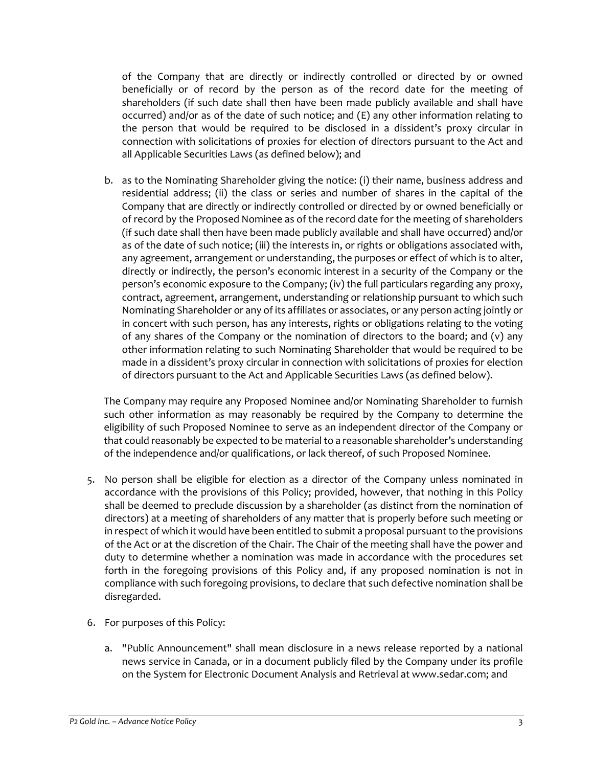of the Company that are directly or indirectly controlled or directed by or owned beneficially or of record by the person as of the record date for the meeting of shareholders (if such date shall then have been made publicly available and shall have occurred) and/or as of the date of such notice; and (E) any other information relating to the person that would be required to be disclosed in a dissident's proxy circular in connection with solicitations of proxies for election of directors pursuant to the Act and all Applicable Securities Laws (as defined below); and

b. as to the Nominating Shareholder giving the notice: (i) their name, business address and residential address; (ii) the class or series and number of shares in the capital of the Company that are directly or indirectly controlled or directed by or owned beneficially or of record by the Proposed Nominee as of the record date for the meeting of shareholders (if such date shall then have been made publicly available and shall have occurred) and/or as of the date of such notice; (iii) the interests in, or rights or obligations associated with, any agreement, arrangement or understanding, the purposes or effect of which is to alter, directly or indirectly, the person's economic interest in a security of the Company or the person's economic exposure to the Company; (iv) the full particulars regarding any proxy, contract, agreement, arrangement, understanding or relationship pursuant to which such Nominating Shareholder or any of its affiliates or associates, or any person acting jointly or in concert with such person, has any interests, rights or obligations relating to the voting of any shares of the Company or the nomination of directors to the board; and (v) any other information relating to such Nominating Shareholder that would be required to be made in a dissident's proxy circular in connection with solicitations of proxies for election of directors pursuant to the Act and Applicable Securities Laws (as defined below).

The Company may require any Proposed Nominee and/or Nominating Shareholder to furnish such other information as may reasonably be required by the Company to determine the eligibility of such Proposed Nominee to serve as an independent director of the Company or that could reasonably be expected to be material to a reasonable shareholder's understanding of the independence and/or qualifications, or lack thereof, of such Proposed Nominee.

5. No person shall be eligible for election as a director of the Company unless nominated in accordance with the provisions of this Policy; provided, however, that nothing in this Policy shall be deemed to preclude discussion by a shareholder (as distinct from the nomination of directors) at a meeting of shareholders of any matter that is properly before such meeting or in respect of which it would have been entitled to submit a proposal pursuant to the provisions of the Act or at the discretion of the Chair. The Chair of the meeting shall have the power and duty to determine whether a nomination was made in accordance with the procedures set forth in the foregoing provisions of this Policy and, if any proposed nomination is not in compliance with such foregoing provisions, to declare that such defective nomination shall be disregarded.

6. For purposes of this Policy:

   a. "Public Announcement" shall mean disclosure in a news release reported by a national news service in Canada, or in a document publicly filed by the Company under its profile on the System for Electronic Document Analysis and Retrieval at www.sedar.com; and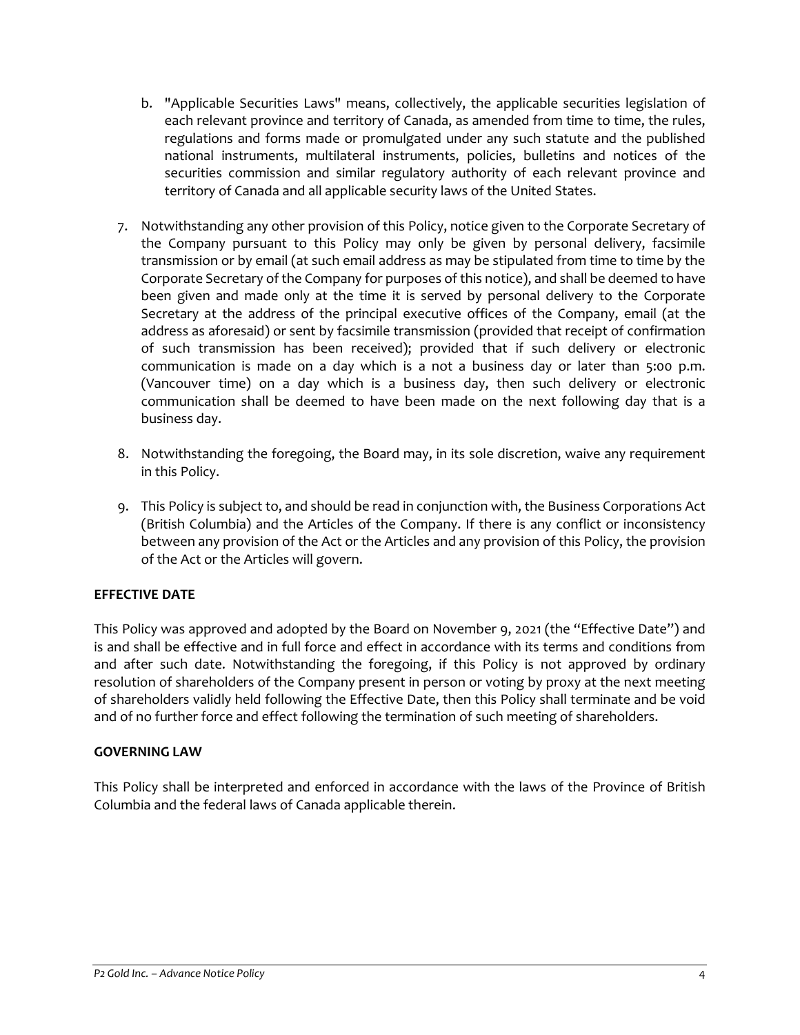b. "Applicable Securities Laws" means, collectively, the applicable securities legislation of each relevant province and territory of Canada, as amended from time to time, the rules, regulations and forms made or promulgated under any such statute and the published national instruments, multilateral instruments, policies, bulletins and notices of the securities commission and similar regulatory authority of each relevant province and territory of Canada and all applicable security laws of the United States.

7. Notwithstanding any other provision of this Policy, notice given to the Corporate Secretary of the Company pursuant to this Policy may only be given by personal delivery, facsimile transmission or by email (at such email address as may be stipulated from time to time by the Corporate Secretary of the Company for purposes of this notice), and shall be deemed to have been given and made only at the time it is served by personal delivery to the Corporate Secretary at the address of the principal executive offices of the Company, email (at the address as aforesaid) or sent by facsimile transmission (provided that receipt of confirmation of such transmission has been received); provided that if such delivery or electronic communication is made on a day which is a not a business day or later than 5:00 p.m. (Vancouver time) on a day which is a business day, then such delivery or electronic communication shall be deemed to have been made on the next following day that is a business day.

8. Notwithstanding the foregoing, the Board may, in its sole discretion, waive any requirement in this Policy.

9. This Policy is subject to, and should be read in conjunction with, the Business Corporations Act (British Columbia) and the Articles of the Company. If there is any conflict or inconsistency between any provision of the Act or the Articles and any provision of this Policy, the provision of the Act or the Articles will govern.

**EFFECTIVE DATE**

This Policy was approved and adopted by the Board on November 9, 2021 (the "Effective Date") and is and shall be effective and in full force and effect in accordance with its terms and conditions from and after such date. Notwithstanding the foregoing, if this Policy is not approved by ordinary resolution of shareholders of the Company present in person or voting by proxy at the next meeting of shareholders validly held following the Effective Date, then this Policy shall terminate and be void and of no further force and effect following the termination of such meeting of shareholders.

**GOVERNING LAW**

This Policy shall be interpreted and enforced in accordance with the laws of the Province of British Columbia and the federal laws of Canada applicable therein.